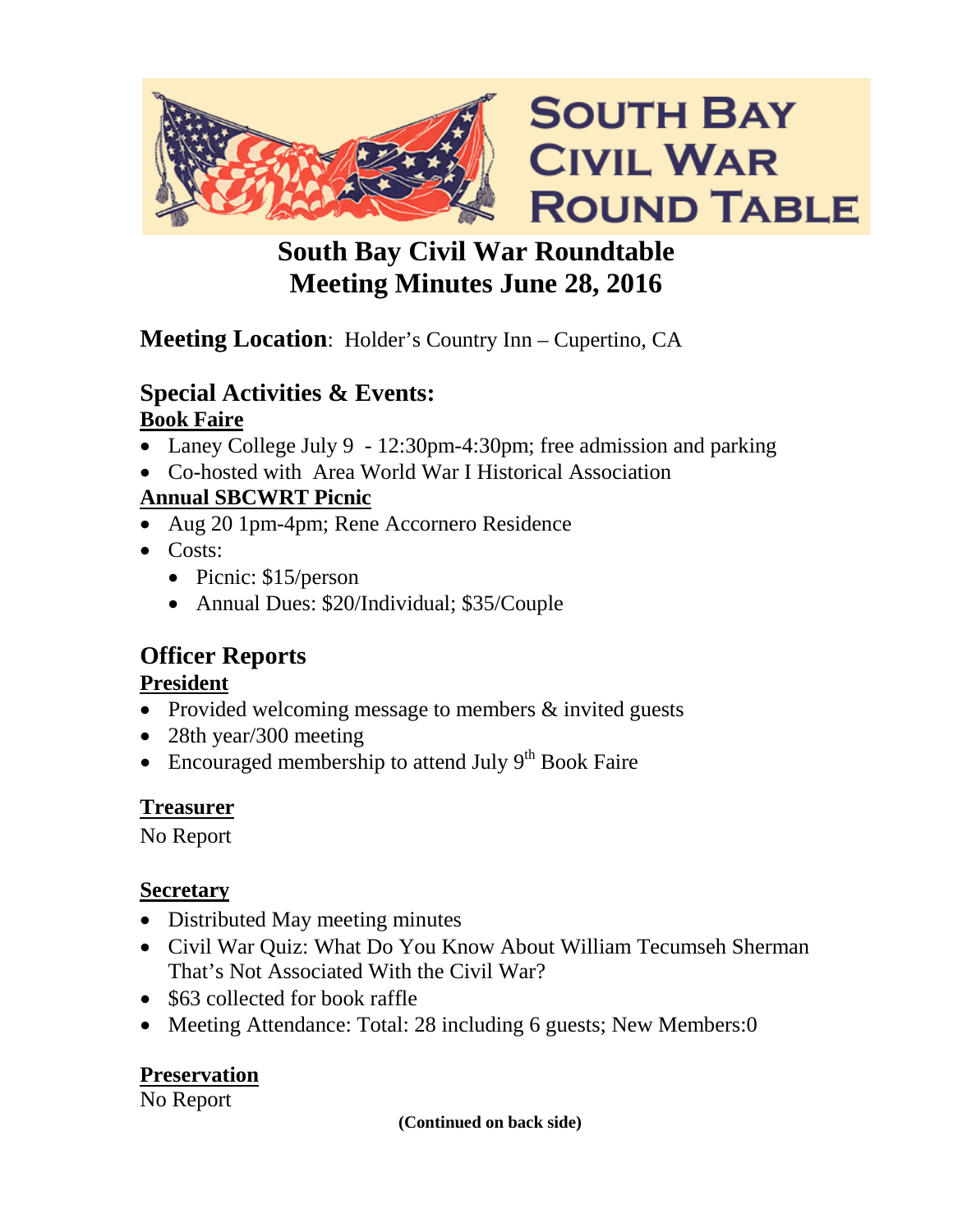# South Bay Civil War Round Table

## South Bay Civil War Roundtable
## Meeting Minutes June 28, 2016

**Meeting Location**: Holder's Country Inn – Cupertino, CA

### Special Activities & Events:

**Book Faire**

- Laney College July 9 - 12:30pm-4:30pm; free admission and parking
- Co-hosted with Area World War I Historical Association

**Annual SBCWRT Picnic**

- Aug 20 1pm-4pm; Rene Accornero Residence
- Costs:
  - Picnic: $15/person
  - Annual Dues: $20/Individual; $35/Couple

### Officer Reports

**President**

- Provided welcoming message to members & invited guests
- 28th year/300 meeting
- Encouraged membership to attend July 9th Book Faire

**Treasurer**

No Report

**Secretary**

- Distributed May meeting minutes
- Civil War Quiz: What Do You Know About William Tecumseh Sherman That's Not Associated With the Civil War?
- $63 collected for book raffle
- Meeting Attendance: Total: 28 including 6 guests; New Members:0

**Preservation**

No Report

**(Continued on back side)**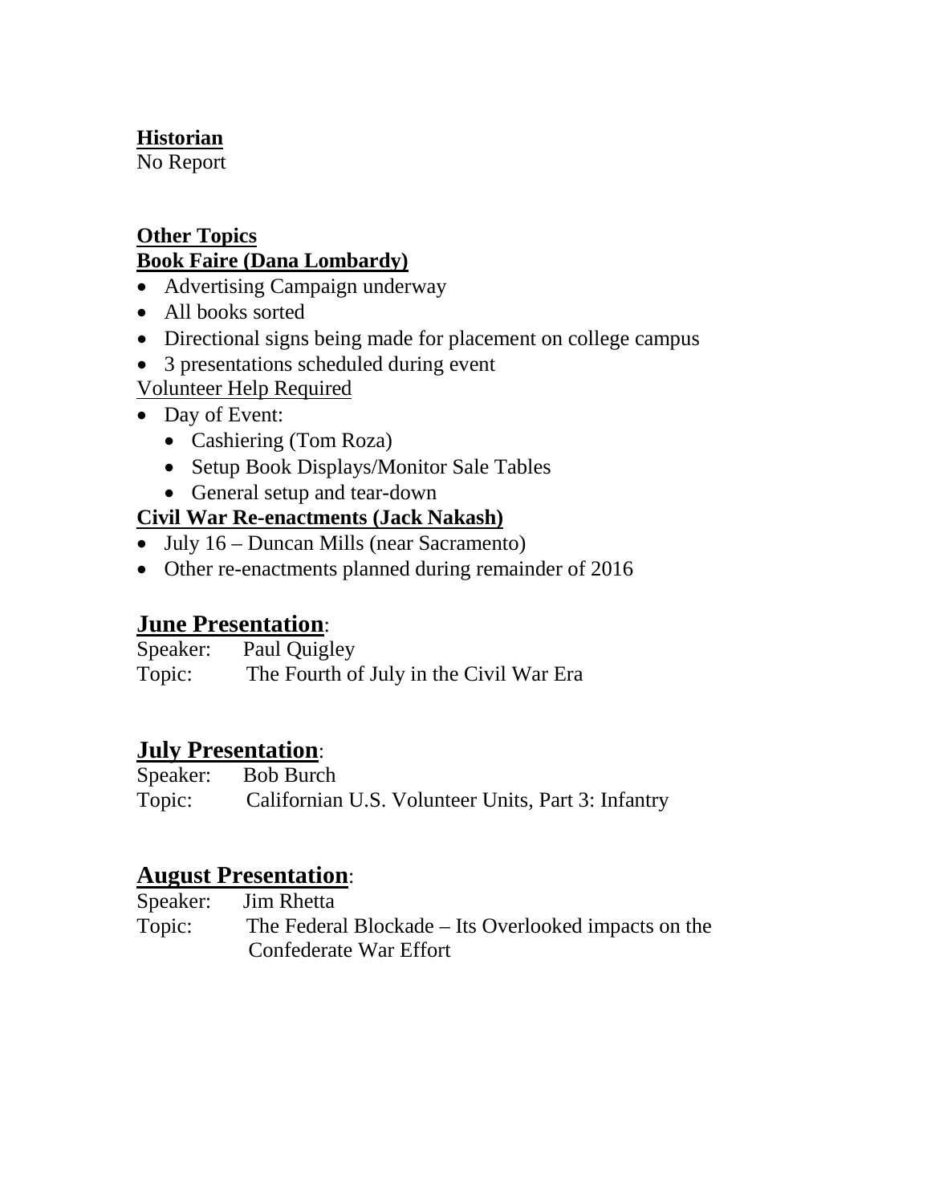**Historian**

No Report

**Other Topics**

**Book Faire (Dana Lombardy)**

- Advertising Campaign underway
- All books sorted
- Directional signs being made for placement on college campus
- 3 presentations scheduled during event

Volunteer Help Required

- Day of Event:
  - Cashiering (Tom Roza)
  - Setup Book Displays/Monitor Sale Tables
  - General setup and tear-down

**Civil War Re-enactments (Jack Nakash)**

- July 16 – Duncan Mills (near Sacramento)
- Other re-enactments planned during remainder of 2016

## June Presentation:

Speaker: Paul Quigley
Topic: The Fourth of July in the Civil War Era

## July Presentation:

Speaker: Bob Burch
Topic: Californian U.S. Volunteer Units, Part 3: Infantry

## August Presentation:

Speaker: Jim Rhetta
Topic: The Federal Blockade – Its Overlooked impacts on the Confederate War Effort